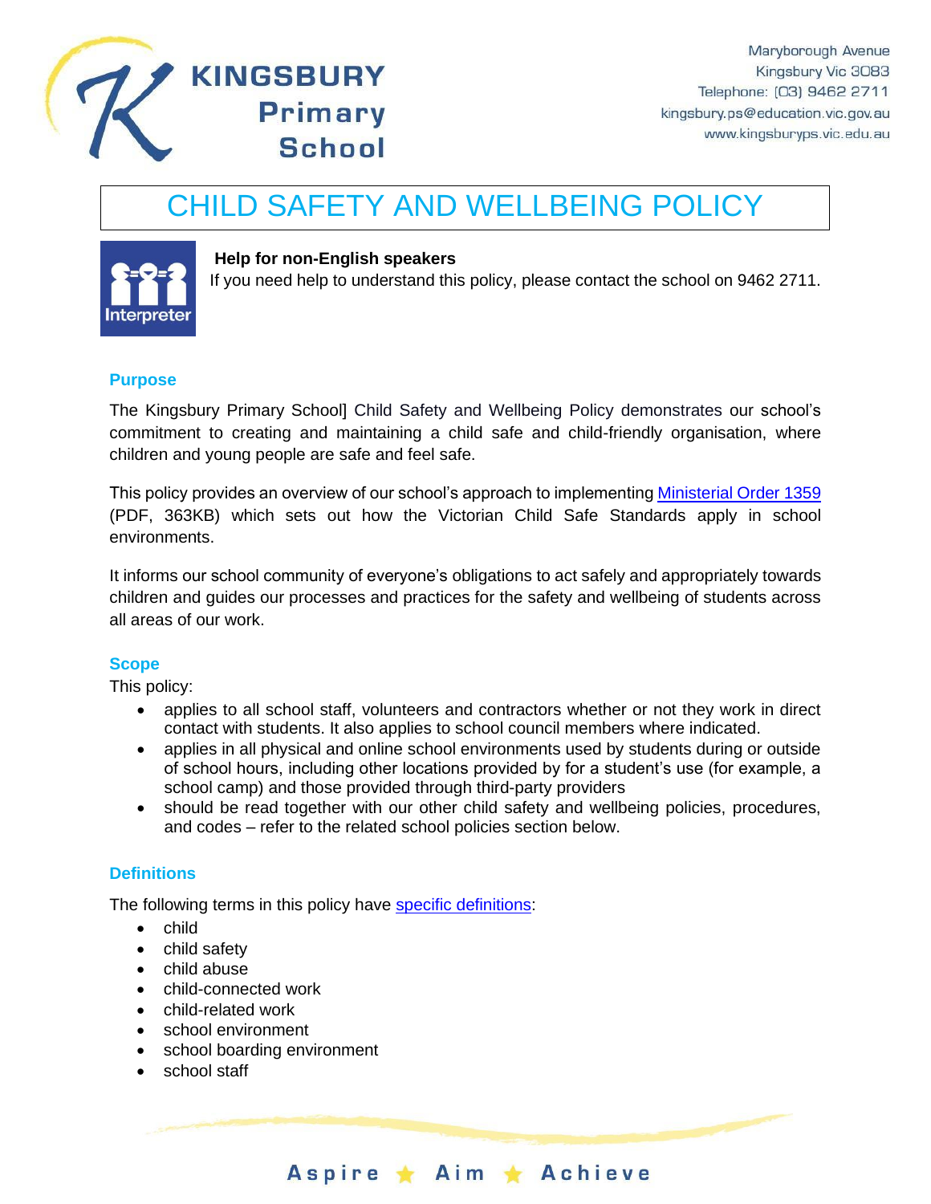**KINGSBURY Primary School**

Maryborough Avenue
Kingsbury Vic 3083
Telephone: (03) 9462 2711
kingsbury.ps@education.vic.gov.au
www.kingsburyps.vic.edu.au

# CHILD SAFETY AND WELLBEING POLICY

**Help for non-English speakers**

If you need help to understand this policy, please contact the school on 9462 2711.

## Purpose

The Kingsbury Primary School] Child Safety and Wellbeing Policy demonstrates our school's commitment to creating and maintaining a child safe and child-friendly organisation, where children and young people are safe and feel safe.

This policy provides an overview of our school's approach to implementing Ministerial Order 1359 (PDF, 363KB) which sets out how the Victorian Child Safe Standards apply in school environments.

It informs our school community of everyone's obligations to act safely and appropriately towards children and guides our processes and practices for the safety and wellbeing of students across all areas of our work.

## Scope

This policy:

- applies to all school staff, volunteers and contractors whether or not they work in direct contact with students. It also applies to school council members where indicated.
- applies in all physical and online school environments used by students during or outside of school hours, including other locations provided by for a student's use (for example, a school camp) and those provided through third-party providers
- should be read together with our other child safety and wellbeing policies, procedures, and codes – refer to the related school policies section below.

## Definitions

The following terms in this policy have specific definitions:

- child
- child safety
- child abuse
- child-connected work
- child-related work
- school environment
- school boarding environment
- school staff

Aspire ★ Aim ★ Achieve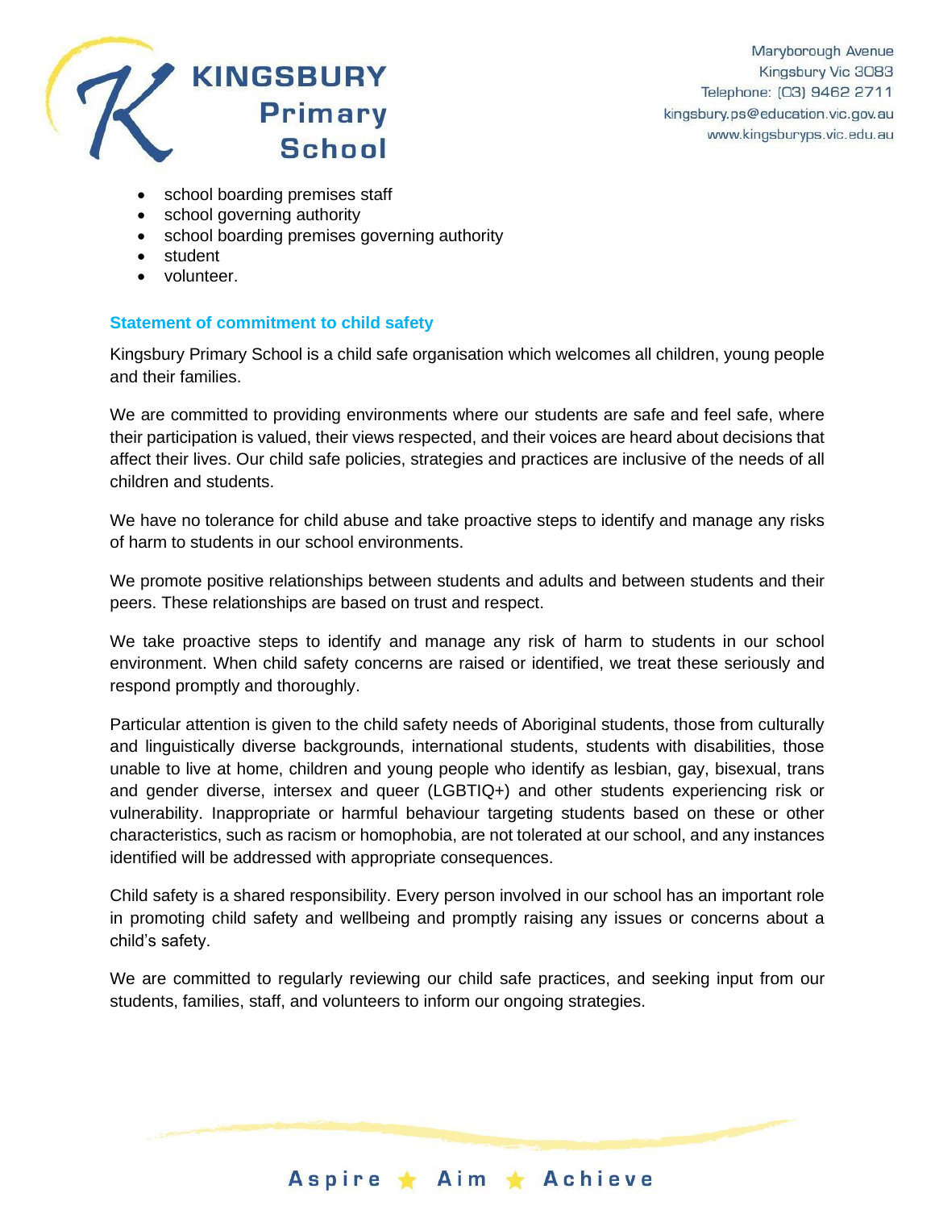- school boarding premises staff
- school governing authority
- school boarding premises governing authority
- student
- volunteer.

### Statement of commitment to child safety

Kingsbury Primary School is a child safe organisation which welcomes all children, young people and their families.

We are committed to providing environments where our students are safe and feel safe, where their participation is valued, their views respected, and their voices are heard about decisions that affect their lives. Our child safe policies, strategies and practices are inclusive of the needs of all children and students.

We have no tolerance for child abuse and take proactive steps to identify and manage any risks of harm to students in our school environments.

We promote positive relationships between students and adults and between students and their peers. These relationships are based on trust and respect.

We take proactive steps to identify and manage any risk of harm to students in our school environment. When child safety concerns are raised or identified, we treat these seriously and respond promptly and thoroughly.

Particular attention is given to the child safety needs of Aboriginal students, those from culturally and linguistically diverse backgrounds, international students, students with disabilities, those unable to live at home, children and young people who identify as lesbian, gay, bisexual, trans and gender diverse, intersex and queer (LGBTIQ+) and other students experiencing risk or vulnerability. Inappropriate or harmful behaviour targeting students based on these or other characteristics, such as racism or homophobia, are not tolerated at our school, and any instances identified will be addressed with appropriate consequences.

Child safety is a shared responsibility. Every person involved in our school has an important role in promoting child safety and wellbeing and promptly raising any issues or concerns about a child's safety.

We are committed to regularly reviewing our child safe practices, and seeking input from our students, families, staff, and volunteers to inform our ongoing strategies.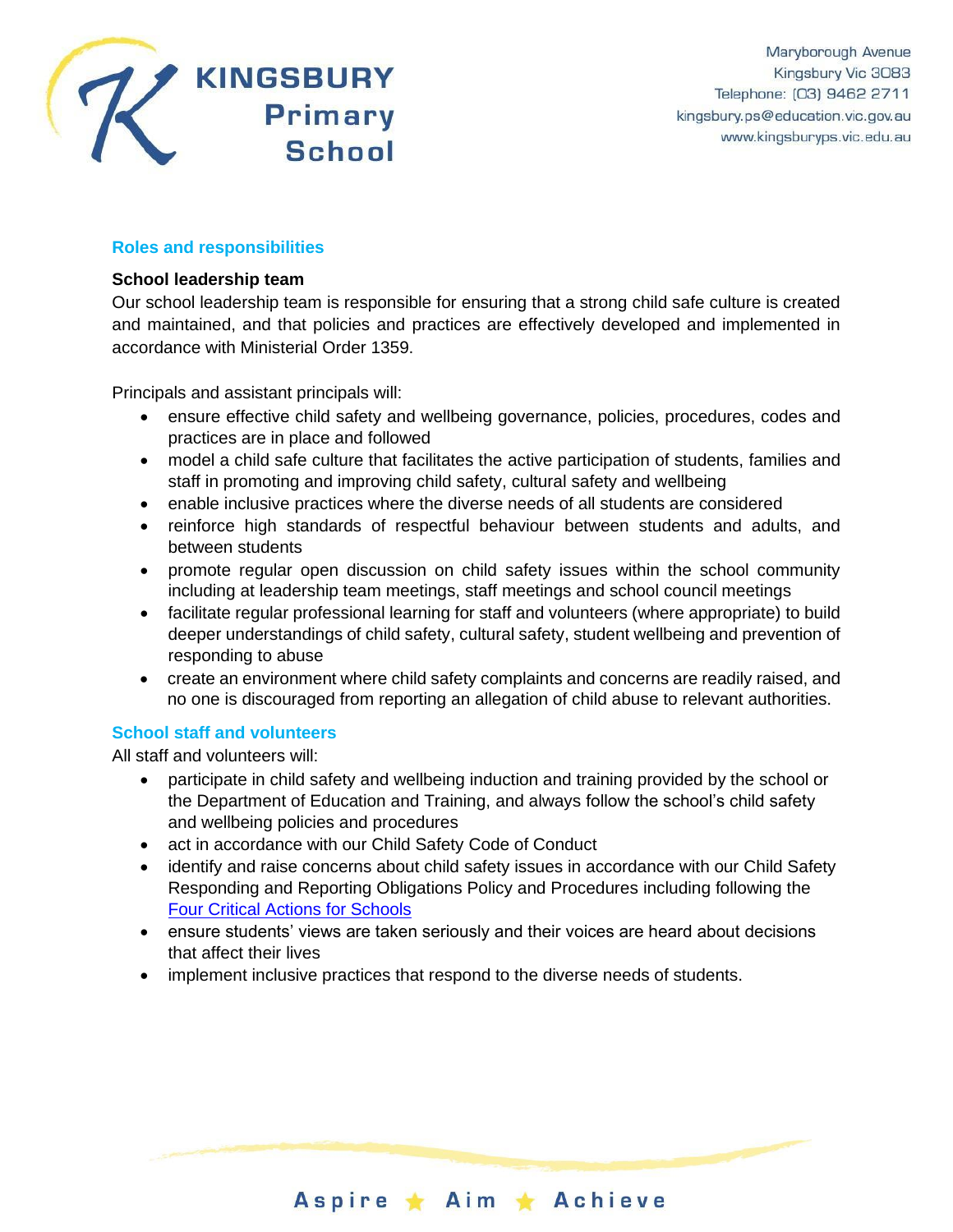## Roles and responsibilities

**School leadership team**

Our school leadership team is responsible for ensuring that a strong child safe culture is created and maintained, and that policies and practices are effectively developed and implemented in accordance with Ministerial Order 1359.

Principals and assistant principals will:

- ensure effective child safety and wellbeing governance, policies, procedures, codes and practices are in place and followed
- model a child safe culture that facilitates the active participation of students, families and staff in promoting and improving child safety, cultural safety and wellbeing
- enable inclusive practices where the diverse needs of all students are considered
- reinforce high standards of respectful behaviour between students and adults, and between students
- promote regular open discussion on child safety issues within the school community including at leadership team meetings, staff meetings and school council meetings
- facilitate regular professional learning for staff and volunteers (where appropriate) to build deeper understandings of child safety, cultural safety, student wellbeing and prevention of responding to abuse
- create an environment where child safety complaints and concerns are readily raised, and no one is discouraged from reporting an allegation of child abuse to relevant authorities.

## School staff and volunteers

All staff and volunteers will:

- participate in child safety and wellbeing induction and training provided by the school or the Department of Education and Training, and always follow the school's child safety and wellbeing policies and procedures
- act in accordance with our Child Safety Code of Conduct
- identify and raise concerns about child safety issues in accordance with our Child Safety Responding and Reporting Obligations Policy and Procedures including following the Four Critical Actions for Schools
- ensure students' views are taken seriously and their voices are heard about decisions that affect their lives
- implement inclusive practices that respond to the diverse needs of students.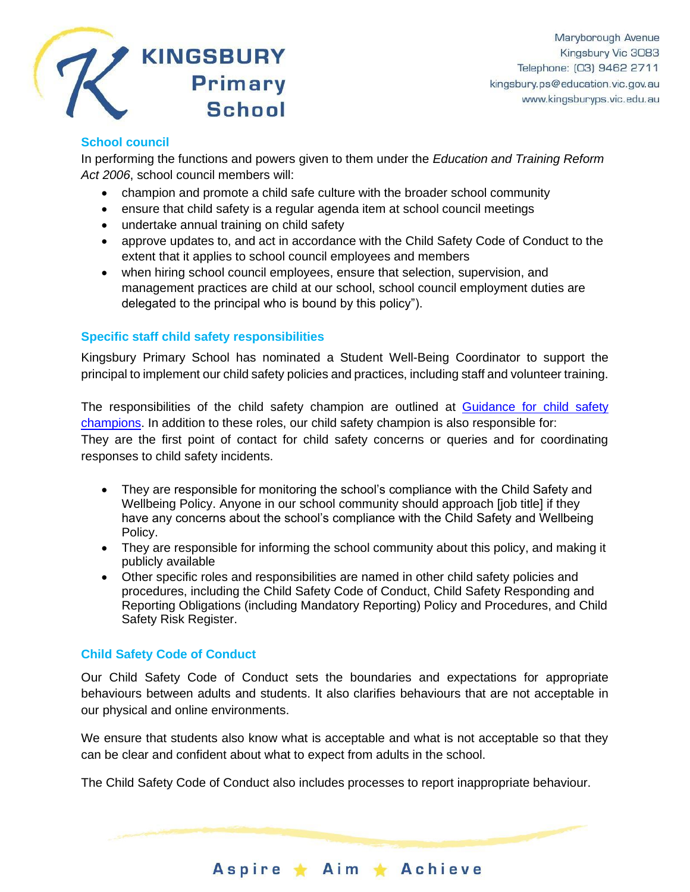### School council

In performing the functions and powers given to them under the *Education and Training Reform Act 2006*, school council members will:

- champion and promote a child safe culture with the broader school community
- ensure that child safety is a regular agenda item at school council meetings
- undertake annual training on child safety
- approve updates to, and act in accordance with the Child Safety Code of Conduct to the extent that it applies to school council employees and members
- when hiring school council employees, ensure that selection, supervision, and management practices are child at our school, school council employment duties are delegated to the principal who is bound by this policy").

### Specific staff child safety responsibilities

Kingsbury Primary School has nominated a Student Well-Being Coordinator to support the principal to implement our child safety policies and practices, including staff and volunteer training.

The responsibilities of the child safety champion are outlined at [Guidance for child safety champions](). In addition to these roles, our child safety champion is also responsible for:
They are the first point of contact for child safety concerns or queries and for coordinating responses to child safety incidents.

- They are responsible for monitoring the school's compliance with the Child Safety and Wellbeing Policy. Anyone in our school community should approach [job title] if they have any concerns about the school's compliance with the Child Safety and Wellbeing Policy.
- They are responsible for informing the school community about this policy, and making it publicly available
- Other specific roles and responsibilities are named in other child safety policies and procedures, including the Child Safety Code of Conduct, Child Safety Responding and Reporting Obligations (including Mandatory Reporting) Policy and Procedures, and Child Safety Risk Register.

### Child Safety Code of Conduct

Our Child Safety Code of Conduct sets the boundaries and expectations for appropriate behaviours between adults and students. It also clarifies behaviours that are not acceptable in our physical and online environments.

We ensure that students also know what is acceptable and what is not acceptable so that they can be clear and confident about what to expect from adults in the school.

The Child Safety Code of Conduct also includes processes to report inappropriate behaviour.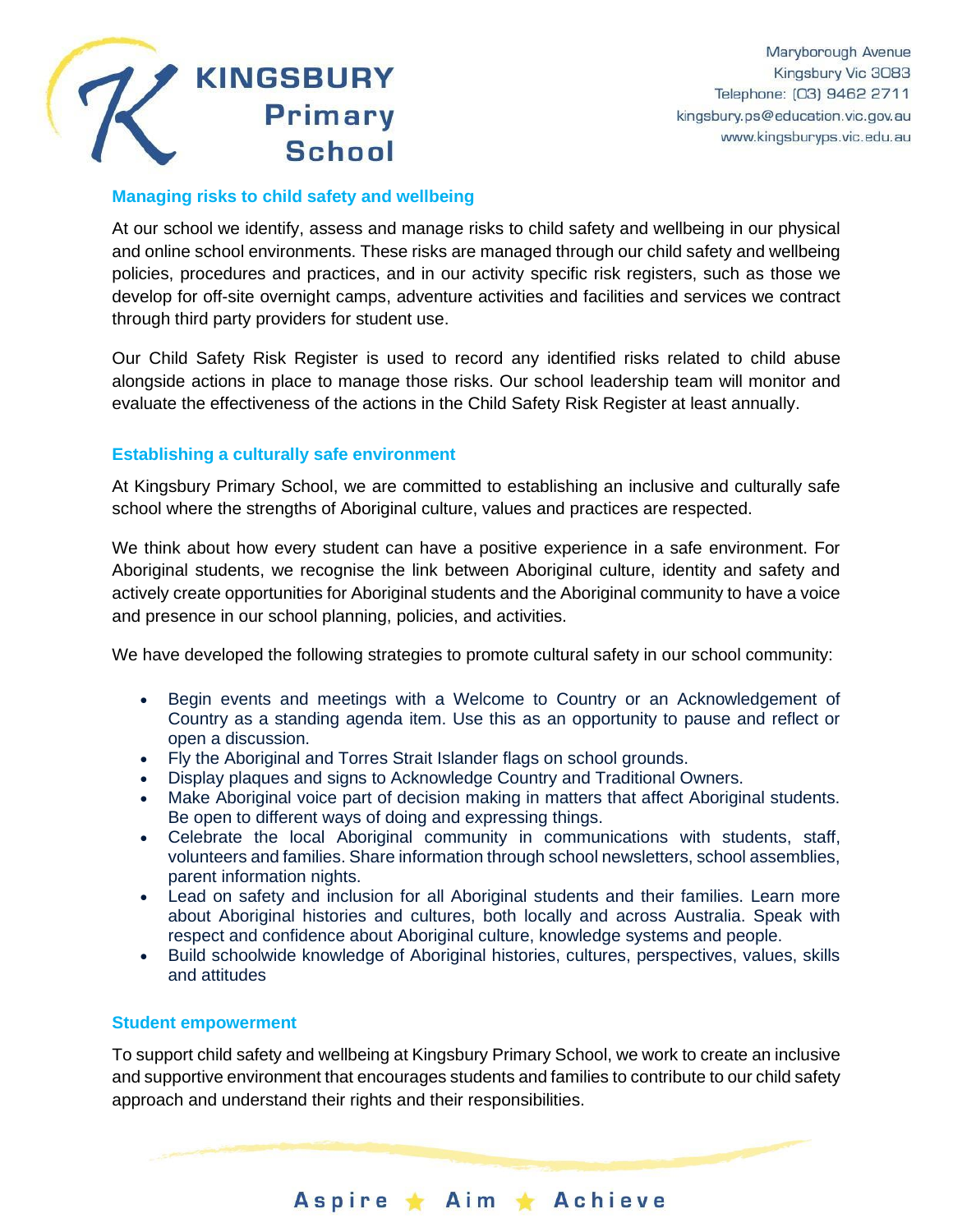## Managing risks to child safety and wellbeing

At our school we identify, assess and manage risks to child safety and wellbeing in our physical and online school environments. These risks are managed through our child safety and wellbeing policies, procedures and practices, and in our activity specific risk registers, such as those we develop for off-site overnight camps, adventure activities and facilities and services we contract through third party providers for student use.

Our Child Safety Risk Register is used to record any identified risks related to child abuse alongside actions in place to manage those risks. Our school leadership team will monitor and evaluate the effectiveness of the actions in the Child Safety Risk Register at least annually.

## Establishing a culturally safe environment

At Kingsbury Primary School, we are committed to establishing an inclusive and culturally safe school where the strengths of Aboriginal culture, values and practices are respected.

We think about how every student can have a positive experience in a safe environment. For Aboriginal students, we recognise the link between Aboriginal culture, identity and safety and actively create opportunities for Aboriginal students and the Aboriginal community to have a voice and presence in our school planning, policies, and activities.

We have developed the following strategies to promote cultural safety in our school community:

- Begin events and meetings with a Welcome to Country or an Acknowledgement of Country as a standing agenda item. Use this as an opportunity to pause and reflect or open a discussion.
- Fly the Aboriginal and Torres Strait Islander flags on school grounds.
- Display plaques and signs to Acknowledge Country and Traditional Owners.
- Make Aboriginal voice part of decision making in matters that affect Aboriginal students. Be open to different ways of doing and expressing things.
- Celebrate the local Aboriginal community in communications with students, staff, volunteers and families. Share information through school newsletters, school assemblies, parent information nights.
- Lead on safety and inclusion for all Aboriginal students and their families. Learn more about Aboriginal histories and cultures, both locally and across Australia. Speak with respect and confidence about Aboriginal culture, knowledge systems and people.
- Build schoolwide knowledge of Aboriginal histories, cultures, perspectives, values, skills and attitudes

## Student empowerment

To support child safety and wellbeing at Kingsbury Primary School, we work to create an inclusive and supportive environment that encourages students and families to contribute to our child safety approach and understand their rights and their responsibilities.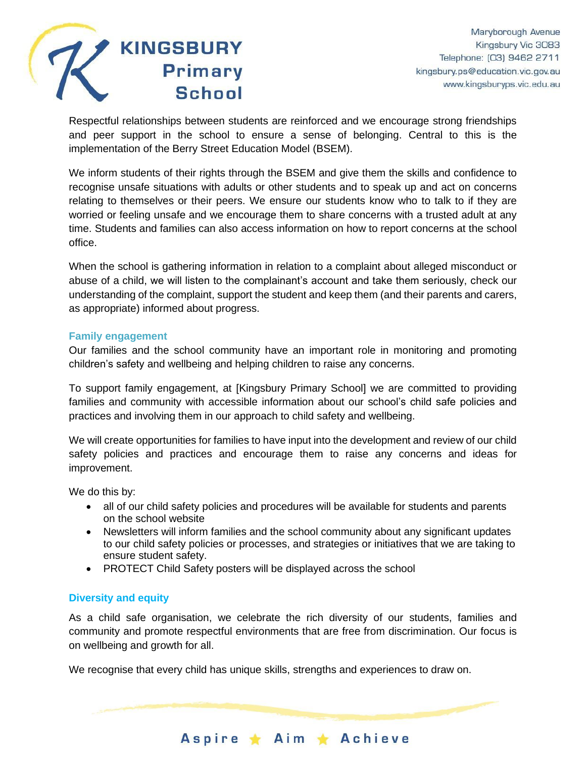Respectful relationships between students are reinforced and we encourage strong friendships and peer support in the school to ensure a sense of belonging. Central to this is the implementation of the Berry Street Education Model (BSEM).

We inform students of their rights through the BSEM and give them the skills and confidence to recognise unsafe situations with adults or other students and to speak up and act on concerns relating to themselves or their peers. We ensure our students know who to talk to if they are worried or feeling unsafe and we encourage them to share concerns with a trusted adult at any time. Students and families can also access information on how to report concerns at the school office.

When the school is gathering information in relation to a complaint about alleged misconduct or abuse of a child, we will listen to the complainant's account and take them seriously, check our understanding of the complaint, support the student and keep them (and their parents and carers, as appropriate) informed about progress.

### Family engagement

Our families and the school community have an important role in monitoring and promoting children's safety and wellbeing and helping children to raise any concerns.

To support family engagement, at [Kingsbury Primary School] we are committed to providing families and community with accessible information about our school's child safe policies and practices and involving them in our approach to child safety and wellbeing.

We will create opportunities for families to have input into the development and review of our child safety policies and practices and encourage them to raise any concerns and ideas for improvement.

We do this by:

- all of our child safety policies and procedures will be available for students and parents on the school website
- Newsletters will inform families and the school community about any significant updates to our child safety policies or processes, and strategies or initiatives that we are taking to ensure student safety.
- PROTECT Child Safety posters will be displayed across the school

### Diversity and equity

As a child safe organisation, we celebrate the rich diversity of our students, families and community and promote respectful environments that are free from discrimination. Our focus is on wellbeing and growth for all.

We recognise that every child has unique skills, strengths and experiences to draw on.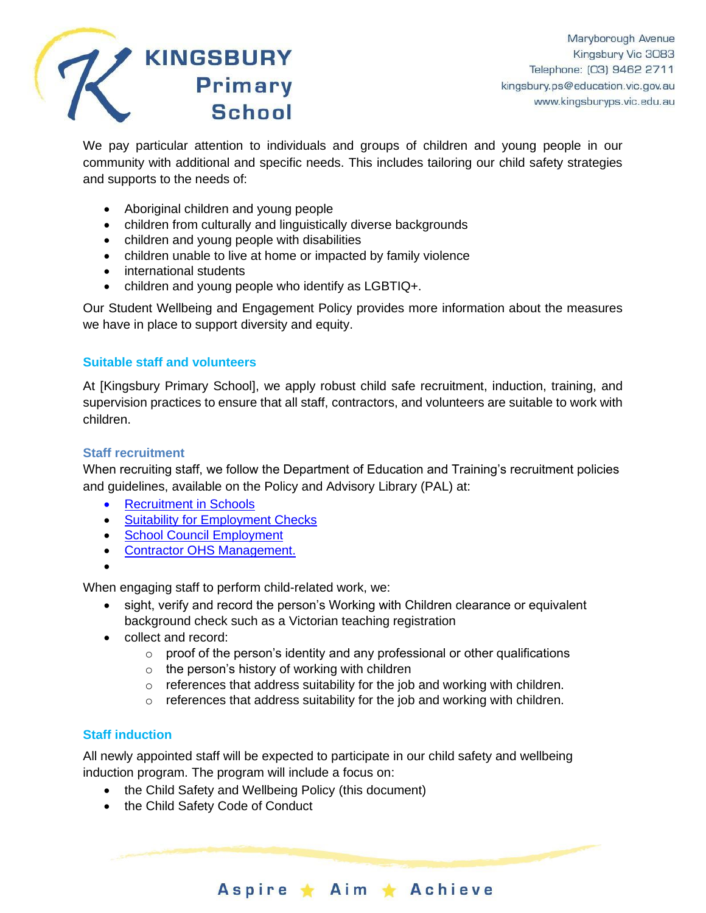We pay particular attention to individuals and groups of children and young people in our community with additional and specific needs. This includes tailoring our child safety strategies and supports to the needs of:

- Aboriginal children and young people
- children from culturally and linguistically diverse backgrounds
- children and young people with disabilities
- children unable to live at home or impacted by family violence
- international students
- children and young people who identify as LGBTIQ+.

Our Student Wellbeing and Engagement Policy provides more information about the measures we have in place to support diversity and equity.

## Suitable staff and volunteers

At [Kingsbury Primary School], we apply robust child safe recruitment, induction, training, and supervision practices to ensure that all staff, contractors, and volunteers are suitable to work with children.

### Staff recruitment

When recruiting staff, we follow the Department of Education and Training's recruitment policies and guidelines, available on the Policy and Advisory Library (PAL) at:

- Recruitment in Schools
- Suitability for Employment Checks
- School Council Employment
- Contractor OHS Management.

When engaging staff to perform child-related work, we:

- sight, verify and record the person's Working with Children clearance or equivalent background check such as a Victorian teaching registration
- collect and record:
  - proof of the person's identity and any professional or other qualifications
  - the person's history of working with children
  - references that address suitability for the job and working with children.
  - references that address suitability for the job and working with children.

## Staff induction

All newly appointed staff will be expected to participate in our child safety and wellbeing induction program. The program will include a focus on:

- the Child Safety and Wellbeing Policy (this document)
- the Child Safety Code of Conduct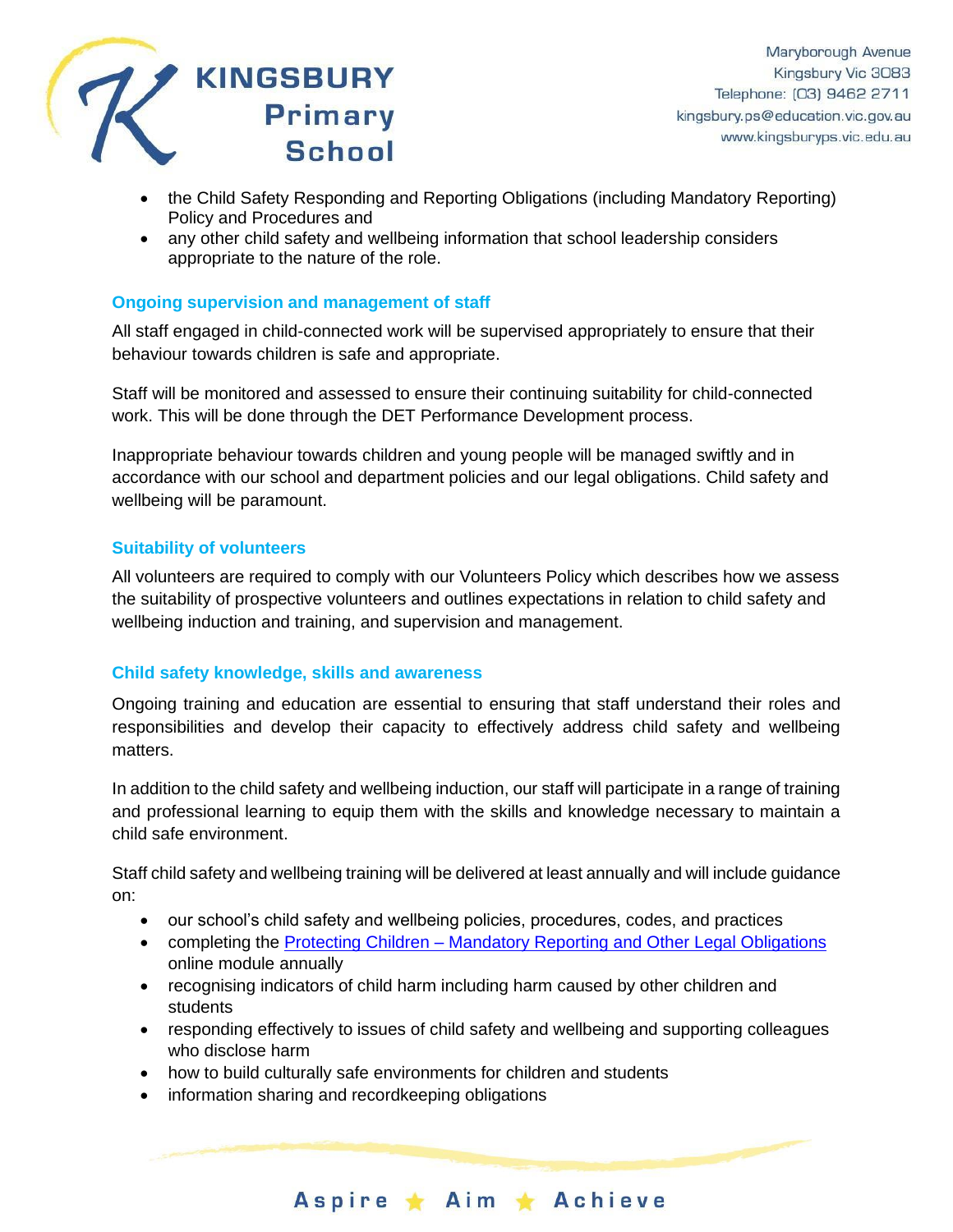- the Child Safety Responding and Reporting Obligations (including Mandatory Reporting) Policy and Procedures and
- any other child safety and wellbeing information that school leadership considers appropriate to the nature of the role.

### Ongoing supervision and management of staff

All staff engaged in child-connected work will be supervised appropriately to ensure that their behaviour towards children is safe and appropriate.

Staff will be monitored and assessed to ensure their continuing suitability for child-connected work. This will be done through the DET Performance Development process.

Inappropriate behaviour towards children and young people will be managed swiftly and in accordance with our school and department policies and our legal obligations. Child safety and wellbeing will be paramount.

### Suitability of volunteers

All volunteers are required to comply with our Volunteers Policy which describes how we assess the suitability of prospective volunteers and outlines expectations in relation to child safety and wellbeing induction and training, and supervision and management.

### Child safety knowledge, skills and awareness

Ongoing training and education are essential to ensuring that staff understand their roles and responsibilities and develop their capacity to effectively address child safety and wellbeing matters.

In addition to the child safety and wellbeing induction, our staff will participate in a range of training and professional learning to equip them with the skills and knowledge necessary to maintain a child safe environment.

Staff child safety and wellbeing training will be delivered at least annually and will include guidance on:

- our school's child safety and wellbeing policies, procedures, codes, and practices
- completing the [Protecting Children – Mandatory Reporting and Other Legal Obligations] online module annually
- recognising indicators of child harm including harm caused by other children and students
- responding effectively to issues of child safety and wellbeing and supporting colleagues who disclose harm
- how to build culturally safe environments for children and students
- information sharing and recordkeeping obligations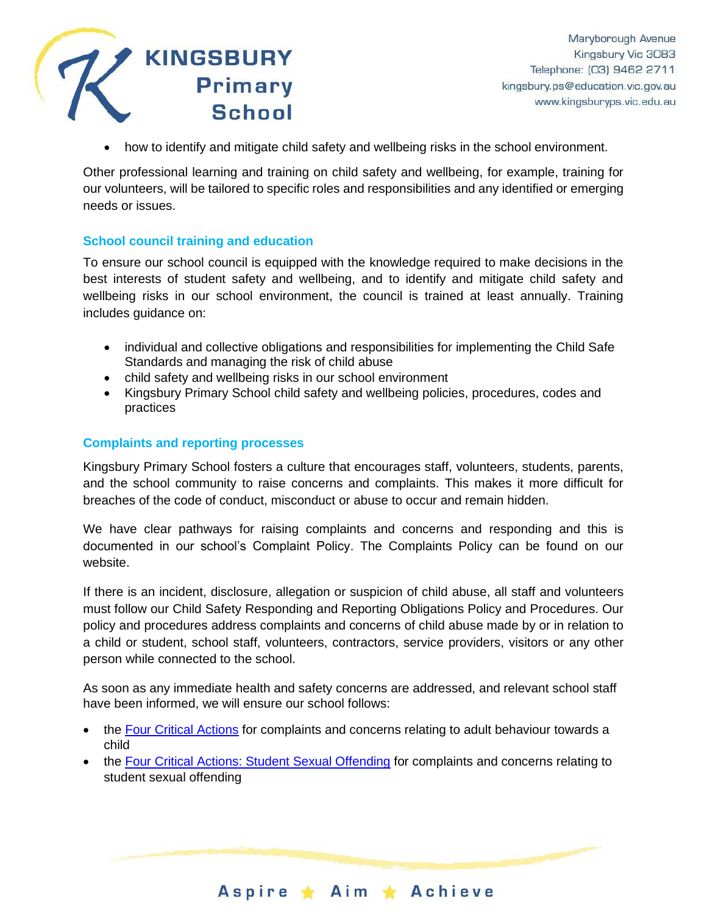- how to identify and mitigate child safety and wellbeing risks in the school environment.

Other professional learning and training on child safety and wellbeing, for example, training for our volunteers, will be tailored to specific roles and responsibilities and any identified or emerging needs or issues.

### School council training and education

To ensure our school council is equipped with the knowledge required to make decisions in the best interests of student safety and wellbeing, and to identify and mitigate child safety and wellbeing risks in our school environment, the council is trained at least annually. Training includes guidance on:

- individual and collective obligations and responsibilities for implementing the Child Safe Standards and managing the risk of child abuse
- child safety and wellbeing risks in our school environment
- Kingsbury Primary School child safety and wellbeing policies, procedures, codes and practices

### Complaints and reporting processes

Kingsbury Primary School fosters a culture that encourages staff, volunteers, students, parents, and the school community to raise concerns and complaints. This makes it more difficult for breaches of the code of conduct, misconduct or abuse to occur and remain hidden.

We have clear pathways for raising complaints and concerns and responding and this is documented in our school's Complaint Policy. The Complaints Policy can be found on our website.

If there is an incident, disclosure, allegation or suspicion of child abuse, all staff and volunteers must follow our Child Safety Responding and Reporting Obligations Policy and Procedures. Our policy and procedures address complaints and concerns of child abuse made by or in relation to a child or student, school staff, volunteers, contractors, service providers, visitors or any other person while connected to the school.

As soon as any immediate health and safety concerns are addressed, and relevant school staff have been informed, we will ensure our school follows:

- the Four Critical Actions for complaints and concerns relating to adult behaviour towards a child
- the Four Critical Actions: Student Sexual Offending for complaints and concerns relating to student sexual offending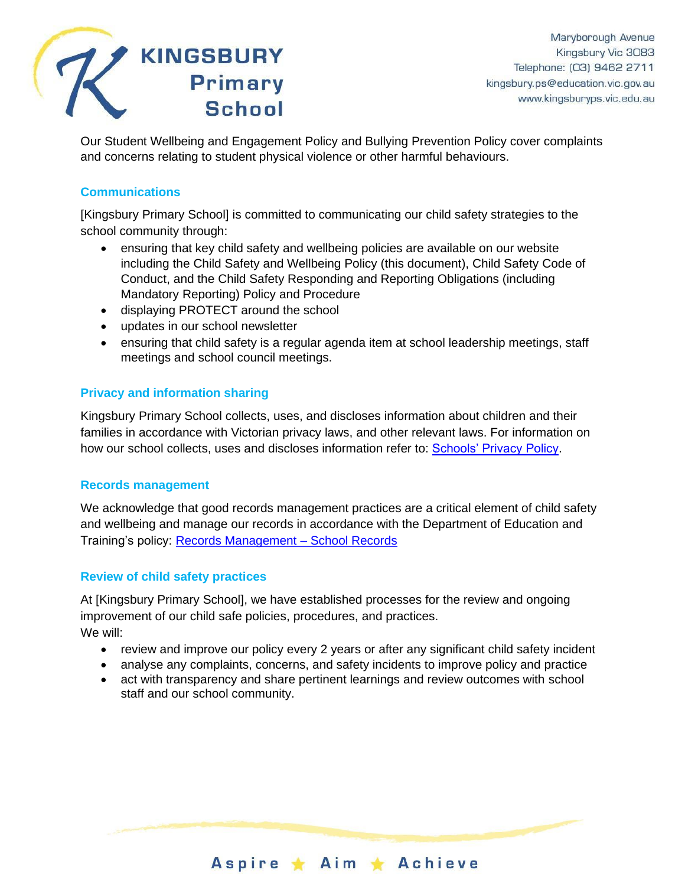Our Student Wellbeing and Engagement Policy and Bullying Prevention Policy cover complaints and concerns relating to student physical violence or other harmful behaviours.

### Communications

[Kingsbury Primary School] is committed to communicating our child safety strategies to the school community through:

- ensuring that key child safety and wellbeing policies are available on our website including the Child Safety and Wellbeing Policy (this document), Child Safety Code of Conduct, and the Child Safety Responding and Reporting Obligations (including Mandatory Reporting) Policy and Procedure
- displaying PROTECT around the school
- updates in our school newsletter
- ensuring that child safety is a regular agenda item at school leadership meetings, staff meetings and school council meetings.

### Privacy and information sharing

Kingsbury Primary School collects, uses, and discloses information about children and their families in accordance with Victorian privacy laws, and other relevant laws. For information on how our school collects, uses and discloses information refer to: [Schools' Privacy Policy](#).

### Records management

We acknowledge that good records management practices are a critical element of child safety and wellbeing and manage our records in accordance with the Department of Education and Training's policy: [Records Management – School Records](#)

### Review of child safety practices

At [Kingsbury Primary School], we have established processes for the review and ongoing improvement of our child safe policies, procedures, and practices.
We will:

- review and improve our policy every 2 years or after any significant child safety incident
- analyse any complaints, concerns, and safety incidents to improve policy and practice
- act with transparency and share pertinent learnings and review outcomes with school staff and our school community.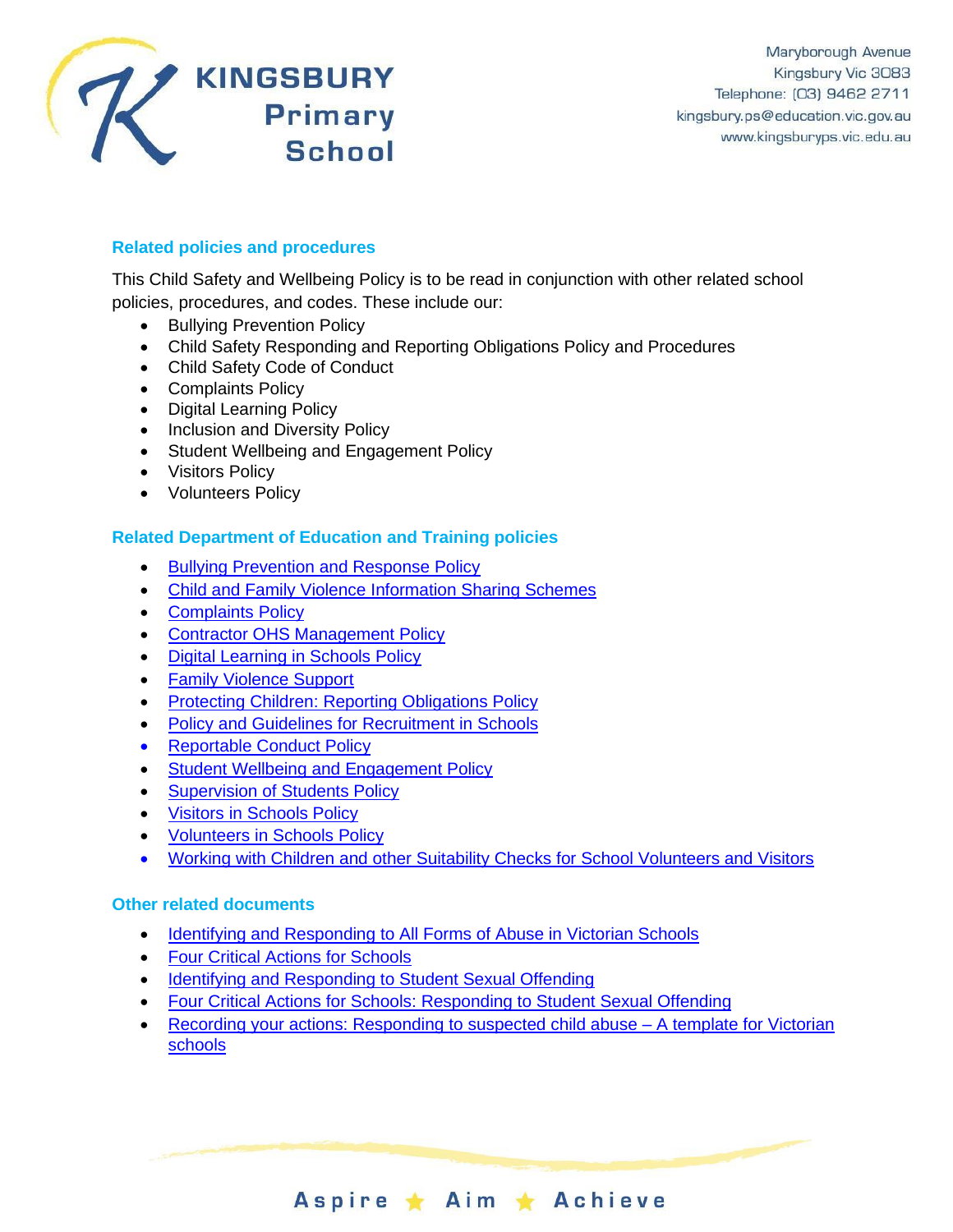## Related policies and procedures

This Child Safety and Wellbeing Policy is to be read in conjunction with other related school policies, procedures, and codes. These include our:

- Bullying Prevention Policy
- Child Safety Responding and Reporting Obligations Policy and Procedures
- Child Safety Code of Conduct
- Complaints Policy
- Digital Learning Policy
- Inclusion and Diversity Policy
- Student Wellbeing and Engagement Policy
- Visitors Policy
- Volunteers Policy

## Related Department of Education and Training policies

- Bullying Prevention and Response Policy
- Child and Family Violence Information Sharing Schemes
- Complaints Policy
- Contractor OHS Management Policy
- Digital Learning in Schools Policy
- Family Violence Support
- Protecting Children: Reporting Obligations Policy
- Policy and Guidelines for Recruitment in Schools
- Reportable Conduct Policy
- Student Wellbeing and Engagement Policy
- Supervision of Students Policy
- Visitors in Schools Policy
- Volunteers in Schools Policy
- Working with Children and other Suitability Checks for School Volunteers and Visitors

## Other related documents

- Identifying and Responding to All Forms of Abuse in Victorian Schools
- Four Critical Actions for Schools
- Identifying and Responding to Student Sexual Offending
- Four Critical Actions for Schools: Responding to Student Sexual Offending
- Recording your actions: Responding to suspected child abuse – A template for Victorian schools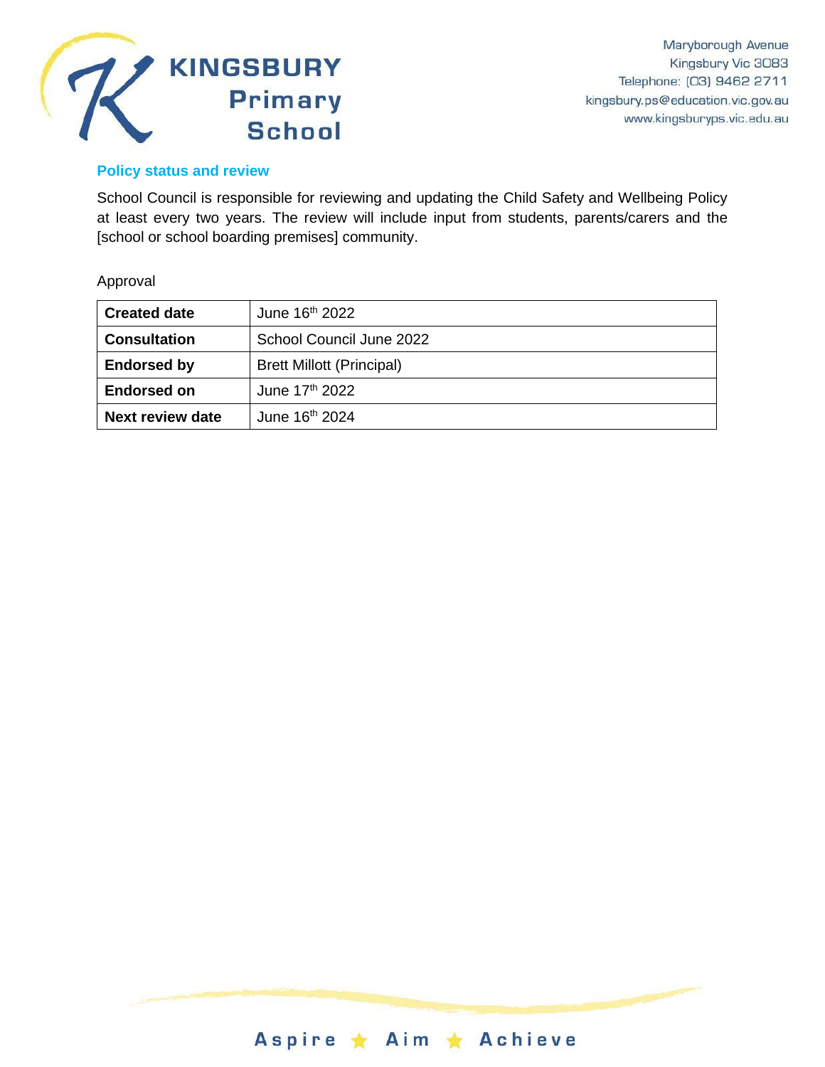## Policy status and review

School Council is responsible for reviewing and updating the Child Safety and Wellbeing Policy at least every two years. The review will include input from students, parents/carers and the [school or school boarding premises] community.

Approval

| | |
|---|---|
| **Created date** | June 16th 2022 |
| **Consultation** | School Council June 2022 |
| **Endorsed by** | Brett Millott (Principal) |
| **Endorsed on** | June 17th 2022 |
| **Next review date** | June 16th 2024 |